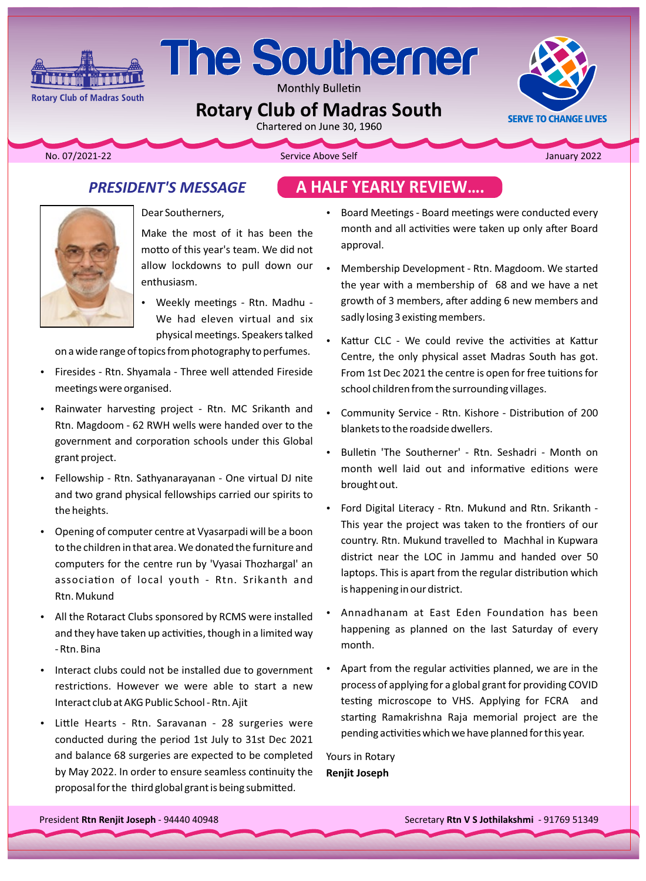# The Southerner

Monthly Bulletin

## Rotary Club of Madras South

Chartered on June 30, 1960

Rotary Club of Madras South

SERVE TO CHANGE LIVES

No. 07/2021-22 | Service Above Self | January 2022

### *PRESIDENT'S MESSAGE*

### A HALF YEARLY REVIEW....

Dear Southerners,

Make the most of it has been the motto of this year's team. We did not allow lockdowns to pull down our enthusiasm.

- Weekly meetings - Rtn. Madhu - We had eleven virtual and six physical meetings. Speakers talked on a wide range of topics from photography to perfumes.
- Firesides - Rtn. Shyamala - Three well attended Fireside meetings were organised.
- Rainwater harvesting project - Rtn. MC Srikanth and Rtn. Magdoom - 62 RWH wells were handed over to the government and corporation schools under this Global grant project.
- Fellowship - Rtn. Sathyanarayanan - One virtual DJ nite and two grand physical fellowships carried our spirits to the heights.
- Opening of computer centre at Vyasarpadi will be a boon to the children in that area. We donated the furniture and computers for the centre run by 'Vyasai Thozhargal' an association of local youth - Rtn. Srikanth and Rtn. Mukund
- All the Rotaract Clubs sponsored by RCMS were installed and they have taken up activities, though in a limited way - Rtn. Bina
- Interact clubs could not be installed due to government restrictions. However we were able to start a new Interact club at AKG Public School - Rtn. Ajit
- Little Hearts - Rtn. Saravanan - 28 surgeries were conducted during the period 1st July to 31st Dec 2021 and balance 68 surgeries are expected to be completed by May 2022. In order to ensure seamless continuity the proposal for the third global grant is being submitted.
- Board Meetings - Board meetings were conducted every month and all activities were taken up only after Board approval.
- Membership Development - Rtn. Magdoom. We started the year with a membership of 68 and we have a net growth of 3 members, after adding 6 new members and sadly losing 3 existing members.
- Kattur CLC - We could revive the activities at Kattur Centre, the only physical asset Madras South has got. From 1st Dec 2021 the centre is open for free tuitions for school children from the surrounding villages.
- Community Service - Rtn. Kishore - Distribution of 200 blankets to the roadside dwellers.
- Bulletin 'The Southerner' - Rtn. Seshadri - Month on month well laid out and informative editions were brought out.
- Ford Digital Literacy - Rtn. Mukund and Rtn. Srikanth - This year the project was taken to the frontiers of our country. Rtn. Mukund travelled to Machhal in Kupwara district near the LOC in Jammu and handed over 50 laptops. This is apart from the regular distribution which is happening in our district.
- Annadhanam at East Eden Foundation has been happening as planned on the last Saturday of every month.
- Apart from the regular activities planned, we are in the process of applying for a global grant for providing COVID testing microscope to VHS. Applying for FCRA and starting Ramakrishna Raja memorial project are the pending activities which we have planned for this year.

Yours in Rotary

**Renjit Joseph**

President **Rtn Renjit Joseph** - 94440 40948 | Secretary **Rtn V S Jothilakshmi** - 91769 51349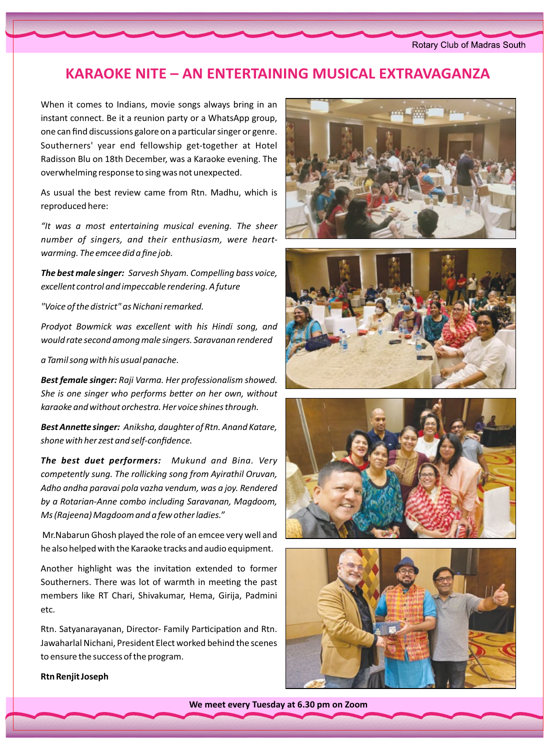# KARAOKE NITE – AN ENTERTAINING MUSICAL EXTRAVAGANZA

When it comes to Indians, movie songs always bring in an instant connect. Be it a reunion party or a WhatsApp group, one can find discussions galore on a particular singer or genre. Southerners' year end fellowship get-together at Hotel Radisson Blu on 18th December, was a Karaoke evening. The overwhelming response to sing was not unexpected.

As usual the best review came from Rtn. Madhu, which is reproduced here:

*"It was a most entertaining musical evening. The sheer number of singers, and their enthusiasm, were heart-warming. The emcee did a fine job.*

***The best male singer:*** *Sarvesh Shyam. Compelling bass voice, excellent control and impeccable rendering. A future*

*"Voice of the district" as Nichani remarked.*

*Prodyot Bowmick was excellent with his Hindi song, and would rate second among male singers. Saravanan rendered*

*a Tamil song with his usual panache.*

***Best female singer:*** *Raji Varma. Her professionalism showed. She is one singer who performs better on her own, without karaoke and without orchestra. Her voice shines through.*

***Best Annette singer:*** *Aniksha, daughter of Rtn. Anand Katare, shone with her zest and self-confidence.*

***The best duet performers:*** *Mukund and Bina. Very competently sung. The rollicking song from Ayirathil Oruvan, Adho andha paravai pola vazha vendum, was a joy. Rendered by a Rotarian-Anne combo including Saravanan, Magdoom, Ms (Rajeena) Magdoom and a few other ladies."*

Mr.Nabarun Ghosh played the role of an emcee very well and he also helped with the Karaoke tracks and audio equipment.

Another highlight was the invitation extended to former Southerners. There was lot of warmth in meeting the past members like RT Chari, Shivakumar, Hema, Girija, Padmini etc.

Rtn. Satyanarayanan, Director- Family Participation and Rtn. Jawaharlal Nichani, President Elect worked behind the scenes to ensure the success of the program.

**Rtn Renjit Joseph**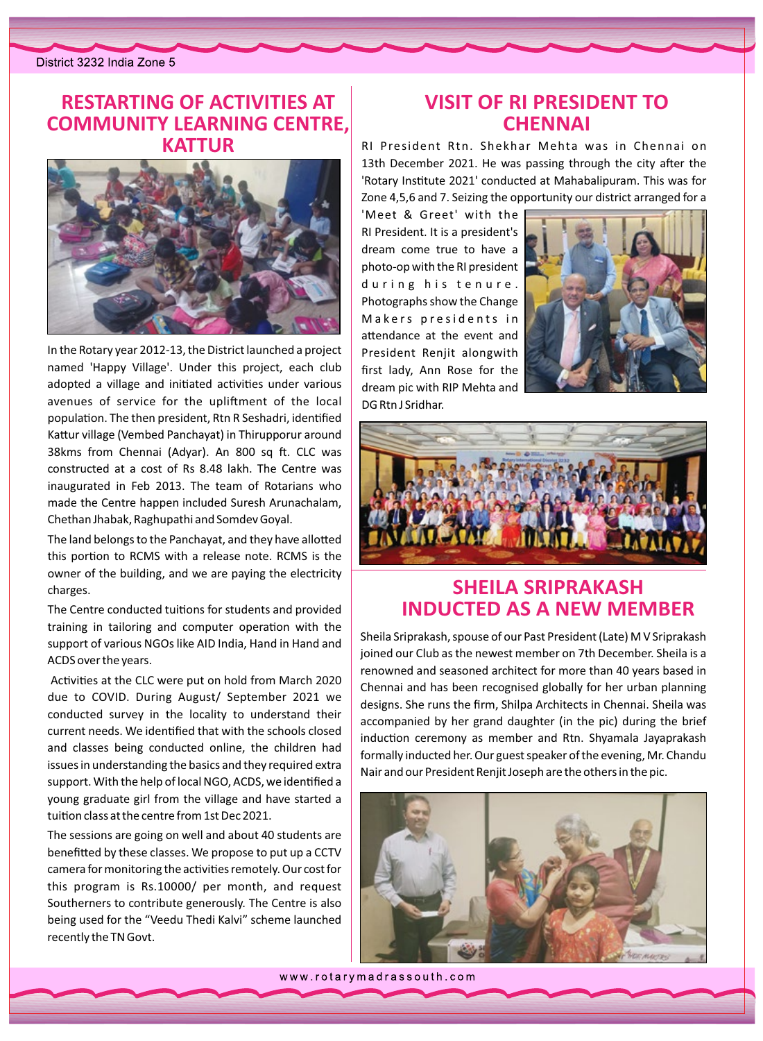## RESTARTING OF ACTIVITIES AT COMMUNITY LEARNING CENTRE, KATTUR

In the Rotary year 2012-13, the District launched a project named 'Happy Village'. Under this project, each club adopted a village and initiated activities under various avenues of service for the upliftment of the local population. The then president, Rtn R Seshadri, identified Kattur village (Vembed Panchayat) in Thirupporur around 38kms from Chennai (Adyar). An 800 sq ft. CLC was constructed at a cost of Rs 8.48 lakh. The Centre was inaugurated in Feb 2013. The team of Rotarians who made the Centre happen included Suresh Arunachalam, Chethan Jhabak, Raghupathi and Somdev Goyal.

The land belongs to the Panchayat, and they have allotted this portion to RCMS with a release note. RCMS is the owner of the building, and we are paying the electricity charges.

The Centre conducted tuitions for students and provided training in tailoring and computer operation with the support of various NGOs like AID India, Hand in Hand and ACDS over the years.

Activities at the CLC were put on hold from March 2020 due to COVID. During August/ September 2021 we conducted survey in the locality to understand their current needs. We identified that with the schools closed and classes being conducted online, the children had issues in understanding the basics and they required extra support. With the help of local NGO, ACDS, we identified a young graduate girl from the village and have started a tuition class at the centre from 1st Dec 2021.

The sessions are going on well and about 40 students are benefitted by these classes. We propose to put up a CCTV camera for monitoring the activities remotely. Our cost for this program is Rs.10000/ per month, and request Southerners to contribute generously. The Centre is also being used for the "Veedu Thedi Kalvi" scheme launched recently the TN Govt.

## VISIT OF RI PRESIDENT TO CHENNAI

RI President Rtn. Shekhar Mehta was in Chennai on 13th December 2021. He was passing through the city after the 'Rotary Institute 2021' conducted at Mahabalipuram. This was for Zone 4,5,6 and 7. Seizing the opportunity our district arranged for a 'Meet & Greet' with the RI President. It is a president's dream come true to have a photo-op with the RI president during his tenure. Photographs show the Change Makers presidents in attendance at the event and President Renjit alongwith first lady, Ann Rose for the dream pic with RIP Mehta and DG Rtn J Sridhar.

## SHEILA SRIPRAKASH INDUCTED AS A NEW MEMBER

Sheila Sriprakash, spouse of our Past President (Late) M V Sriprakash joined our Club as the newest member on 7th December. Sheila is a renowned and seasoned architect for more than 40 years based in Chennai and has been recognised globally for her urban planning designs. She runs the firm, Shilpa Architects in Chennai. Sheila was accompanied by her grand daughter (in the pic) during the brief induction ceremony as member and Rtn. Shyamala Jayaprakash formally inducted her. Our guest speaker of the evening, Mr. Chandu Nair and our President Renjit Joseph are the others in the pic.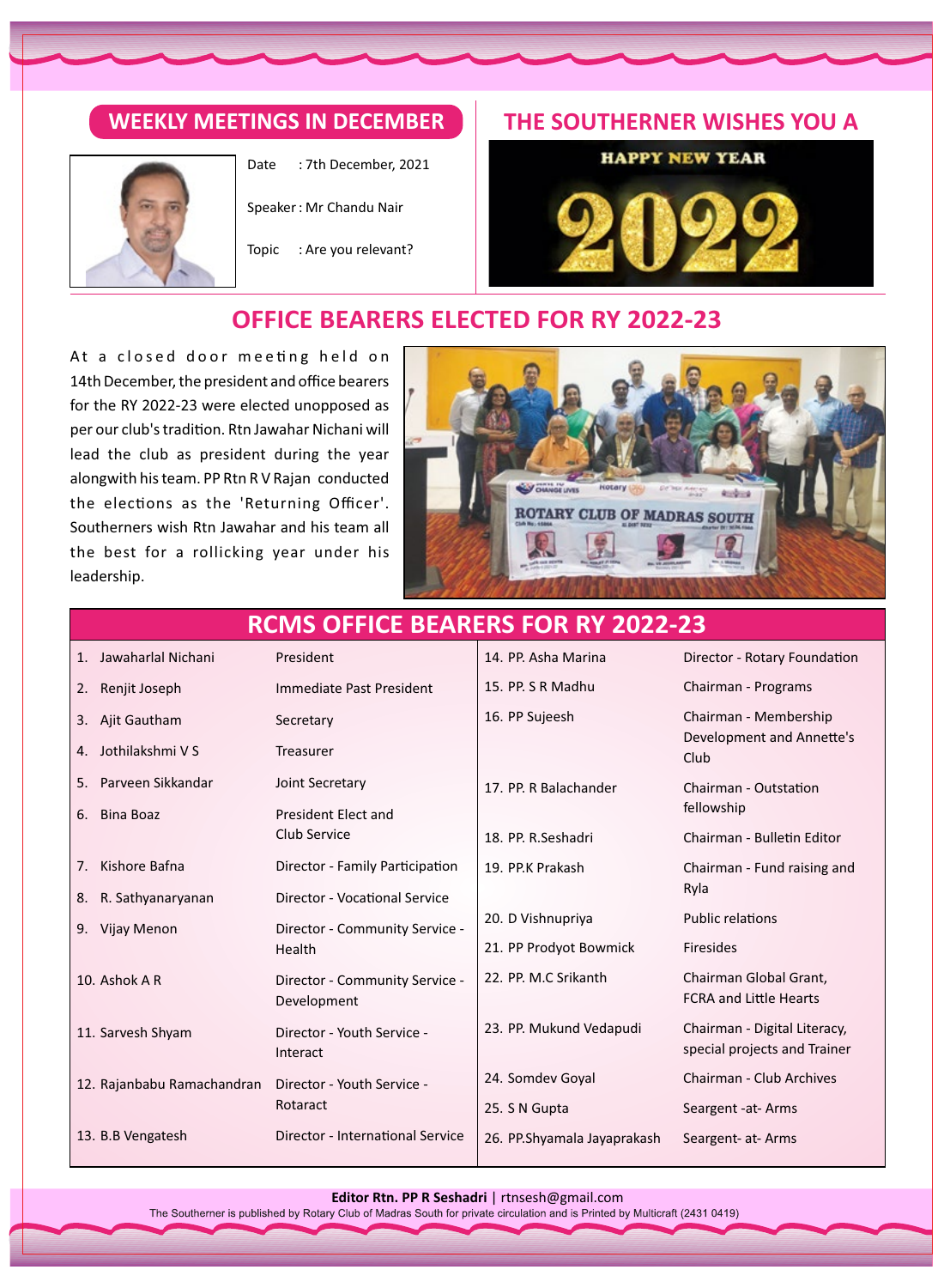## WEEKLY MEETINGS IN DECEMBER

Date : 7th December, 2021

Speaker : Mr Chandu Nair

Topic : Are you relevant?

## THE SOUTHERNER WISHES YOU A

HAPPY NEW YEAR

2022

## OFFICE BEARERS ELECTED FOR RY 2022-23

At a closed door meeting held on 14th December, the president and office bearers for the RY 2022-23 were elected unopposed as per our club's tradition. Rtn Jawahar Nichani will lead the club as president during the year alongwith his team. PP Rtn R V Rajan conducted the elections as the 'Returning Officer'. Southerners wish Rtn Jawahar and his team all the best for a rollicking year under his leadership.

## RCMS OFFICE BEARERS FOR RY 2022-23

| | |
|---|---|
| 1. Jawaharlal Nichani | President |
| 2. Renjit Joseph | Immediate Past President |
| 3. Ajit Gautham | Secretary |
| 4. Jothilakshmi V S | Treasurer |
| 5. Parveen Sikkandar | Joint Secretary |
| 6. Bina Boaz | President Elect and Club Service |
| 7. Kishore Bafna | Director - Family Participation |
| 8. R. Sathyanaryanan | Director - Vocational Service |
| 9. Vijay Menon | Director - Community Service - Health |
| 10. Ashok A R | Director - Community Service - Development |
| 11. Sarvesh Shyam | Director - Youth Service - Interact |
| 12. Rajanbabu Ramachandran | Director - Youth Service - Rotaract |
| 13. B.B Vengatesh | Director - International Service |
| 14. PP. Asha Marina | Director - Rotary Foundation |
| 15. PP. S R Madhu | Chairman - Programs |
| 16. PP Sujeesh | Chairman - Membership Development and Annette's Club |
| 17. PP. R Balachander | Chairman - Outstation fellowship |
| 18. PP. R.Seshadri | Chairman - Bulletin Editor |
| 19. PP.K Prakash | Chairman - Fund raising and Ryla |
| 20. D Vishnupriya | Public relations |
| 21. PP Prodyot Bowmick | Firesides |
| 22. PP. M.C Srikanth | Chairman Global Grant, FCRA and Little Hearts |
| 23. PP. Mukund Vedapudi | Chairman - Digital Literacy, special projects and Trainer |
| 24. Somdev Goyal | Chairman - Club Archives |
| 25. S N Gupta | Seargent -at- Arms |
| 26. PP.Shyamala Jayaprakash | Seargent- at- Arms |

**Editor Rtn. PP R Seshadri** | rtnsesh@gmail.com

The Southerner is published by Rotary Club of Madras South for private circulation and is Printed by Multicraft (2431 0419)